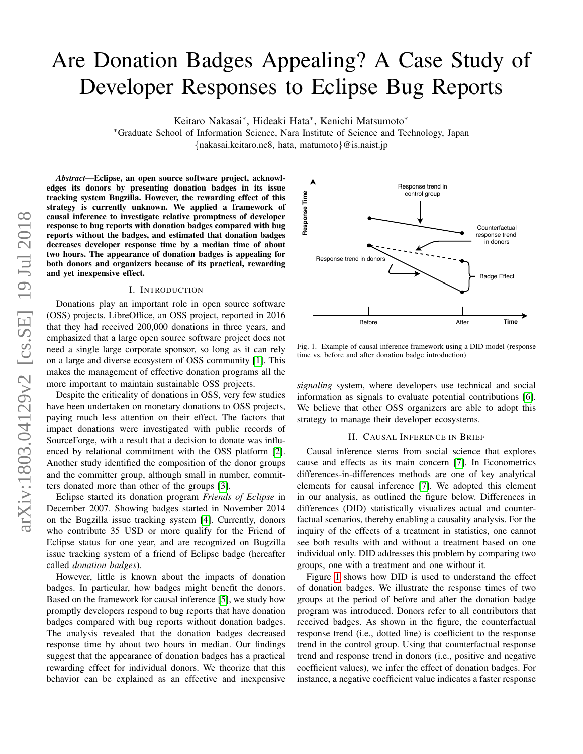# Are Donation Badges Appealing? A Case Study of Developer Responses to Eclipse Bug Reports

Keitaro Nakasai*, Hideaki Hata*, Kenichi Matsumoto*

*Graduate School of Information Science, Nara Institute of Science and Technology, Japan

{nakasai.keitaro.nc8, hata, matumoto}@is.naist.jp

***Abstract*—Eclipse, an open source software project, acknowledges its donors by presenting donation badges in its issue tracking system Bugzilla. However, the rewarding effect of this strategy is currently unknown. We applied a framework of causal inference to investigate relative promptness of developer response to bug reports with donation badges compared with bug reports without the badges, and estimated that donation badges decreases developer response time by a median time of about two hours. The appearance of donation badges is appealing for both donors and organizers because of its practical, rewarding and yet inexpensive effect.**

## I. Introduction

Donations play an important role in open source software (OSS) projects. LibreOffice, an OSS project, reported in 2016 that they had received 200,000 donations in three years, and emphasized that a large open source software project does not need a single large corporate sponsor, so long as it can rely on a large and diverse ecosystem of OSS community [1]. This makes the management of effective donation programs all the more important to maintain sustainable OSS projects.

Despite the criticality of donations in OSS, very few studies have been undertaken on monetary donations to OSS projects, paying much less attention on their effect. The factors that impact donations were investigated with public records of SourceForge, with a result that a decision to donate was influenced by relational commitment with the OSS platform [2]. Another study identified the composition of the donor groups and the committer group, although small in number, committers donated more than other of the groups [3].

Eclipse started its donation program *Friends of Eclipse* in December 2007. Showing badges started in November 2014 on the Bugzilla issue tracking system [4]. Currently, donors who contribute 35 USD or more qualify for the Friend of Eclipse status for one year, and are recognized on Bugzilla issue tracking system of a friend of Eclipse badge (hereafter called *donation badges*).

However, little is known about the impacts of donation badges. In particular, how badges might benefit the donors. Based on the framework for causal inference [5], we study how promptly developers respond to bug reports that have donation badges compared with bug reports without donation badges. The analysis revealed that the donation badges decreased response time by about two hours in median. Our findings suggest that the appearance of donation badges has a practical rewarding effect for individual donors. We theorize that this behavior can be explained as an effective and inexpensive *signaling* system, where developers use technical and social information as signals to evaluate potential contributions [6]. We believe that other OSS organizers are able to adopt this strategy to manage their developer ecosystems.

Fig. 1. Example of causal inference framework using a DID model (response time vs. before and after donation badge introduction)

## II. Causal Inference in Brief

Causal inference stems from social science that explores cause and effects as its main concern [7]. In Econometrics differences-in-differences methods are one of key analytical elements for causal inference [7]. We adopted this element in our analysis, as outlined the figure below. Differences in differences (DID) statistically visualizes actual and counterfactual scenarios, thereby enabling a causality analysis. For the inquiry of the effects of a treatment in statistics, one cannot see both results with and without a treatment based on one individual only. DID addresses this problem by comparing two groups, one with a treatment and one without it.

Figure 1 shows how DID is used to understand the effect of donation badges. We illustrate the response times of two groups at the period of before and after the donation badge program was introduced. Donors refer to all contributors that received badges. As shown in the figure, the counterfactual response trend (i.e., dotted line) is coefficient to the response trend in the control group. Using that counterfactual response trend and response trend in donors (i.e., positive and negative coefficient values), we infer the effect of donation badges. For instance, a negative coefficient value indicates a faster response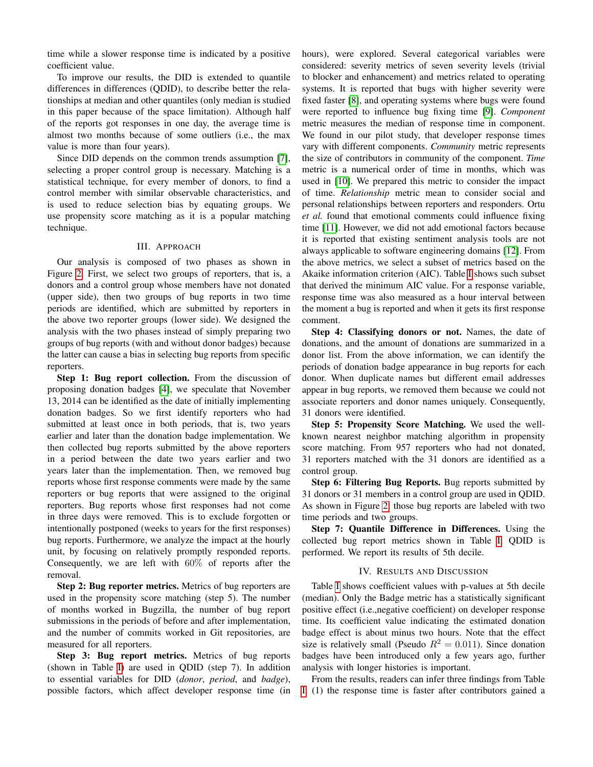time while a slower response time is indicated by a positive coefficient value.

To improve our results, the DID is extended to quantile differences in differences (QDID), to describe better the relationships at median and other quantiles (only median is studied in this paper because of the space limitation). Although half of the reports got responses in one day, the average time is almost two months because of some outliers (i.e., the max value is more than four years).

Since DID depends on the common trends assumption [7], selecting a proper control group is necessary. Matching is a statistical technique, for every member of donors, to find a control member with similar observable characteristics, and is used to reduce selection bias by equating groups. We use propensity score matching as it is a popular matching technique.

## III. Approach

Our analysis is composed of two phases as shown in Figure 2. First, we select two groups of reporters, that is, a donors and a control group whose members have not donated (upper side), then two groups of bug reports in two time periods are identified, which are submitted by reporters in the above two reporter groups (lower side). We designed the analysis with the two phases instead of simply preparing two groups of bug reports (with and without donor badges) because the latter can cause a bias in selecting bug reports from specific reporters.

**Step 1: Bug report collection.** From the discussion of proposing donation badges [4], we speculate that November 13, 2014 can be identified as the date of initially implementing donation badges. So we first identify reporters who had submitted at least once in both periods, that is, two years earlier and later than the donation badge implementation. We then collected bug reports submitted by the above reporters in a period between the date two years earlier and two years later than the implementation. Then, we removed bug reports whose first response comments were made by the same reporters or bug reports that were assigned to the original reporters. Bug reports whose first responses had not come in three days were removed. This is to exclude forgotten or intentionally postponed (weeks to years for the first responses) bug reports. Furthermore, we analyze the impact at the hourly unit, by focusing on relatively promptly responded reports. Consequently, we are left with 60% of reports after the removal.

**Step 2: Bug reporter metrics.** Metrics of bug reporters are used in the propensity score matching (step 5). The number of months worked in Bugzilla, the number of bug report submissions in the periods of before and after implementation, and the number of commits worked in Git repositories, are measured for all reporters.

**Step 3: Bug report metrics.** Metrics of bug reports (shown in Table I) are used in QDID (step 7). In addition to essential variables for DID (*donor*, *period*, and *badge*), possible factors, which affect developer response time (in hours), were explored. Several categorical variables were considered: severity metrics of seven severity levels (trivial to blocker and enhancement) and metrics related to operating systems. It is reported that bugs with higher severity were fixed faster [8], and operating systems where bugs were found were reported to influence bug fixing time [9]. *Component* metric measures the median of response time in component. We found in our pilot study, that developer response times vary with different components. *Community* metric represents the size of contributors in community of the component. *Time* metric is a numerical order of time in months, which was used in [10]. We prepared this metric to consider the impact of time. *Relationship* metric mean to consider social and personal relationships between reporters and responders. Ortu *et al.* found that emotional comments could influence fixing time [11]. However, we did not add emotional factors because it is reported that existing sentiment analysis tools are not always applicable to software engineering domains [12]. From the above metrics, we select a subset of metrics based on the Akaike information criterion (AIC). Table I shows such subset that derived the minimum AIC value. For a response variable, response time was also measured as a hour interval between the moment a bug is reported and when it gets its first response comment.

**Step 4: Classifying donors or not.** Names, the date of donations, and the amount of donations are summarized in a donor list. From the above information, we can identify the periods of donation badge appearance in bug reports for each donor. When duplicate names but different email addresses appear in bug reports, we removed them because we could not associate reporters and donor names uniquely. Consequently, 31 donors were identified.

**Step 5: Propensity Score Matching.** We used the well-known nearest neighbor matching algorithm in propensity score matching. From 957 reporters who had not donated, 31 reporters matched with the 31 donors are identified as a control group.

**Step 6: Filtering Bug Reports.** Bug reports submitted by 31 donors or 31 members in a control group are used in QDID. As shown in Figure 2, those bug reports are labeled with two time periods and two groups.

**Step 7: Quantile Difference in Differences.** Using the collected bug report metrics shown in Table I, QDID is performed. We report its results of 5th decile.

## IV. Results and Discussion

Table I shows coefficient values with p-values at 5th decile (median). Only the Badge metric has a statistically significant positive effect (i.e.,negative coefficient) on developer response time. Its coefficient value indicating the estimated donation badge effect is about minus two hours. Note that the effect size is relatively small (Pseudo $R^2 = 0.011$). Since donation badges have been introduced only a few years ago, further analysis with longer histories is important.

From the results, readers can infer three findings from Table I. (1) the response time is faster after contributors gained a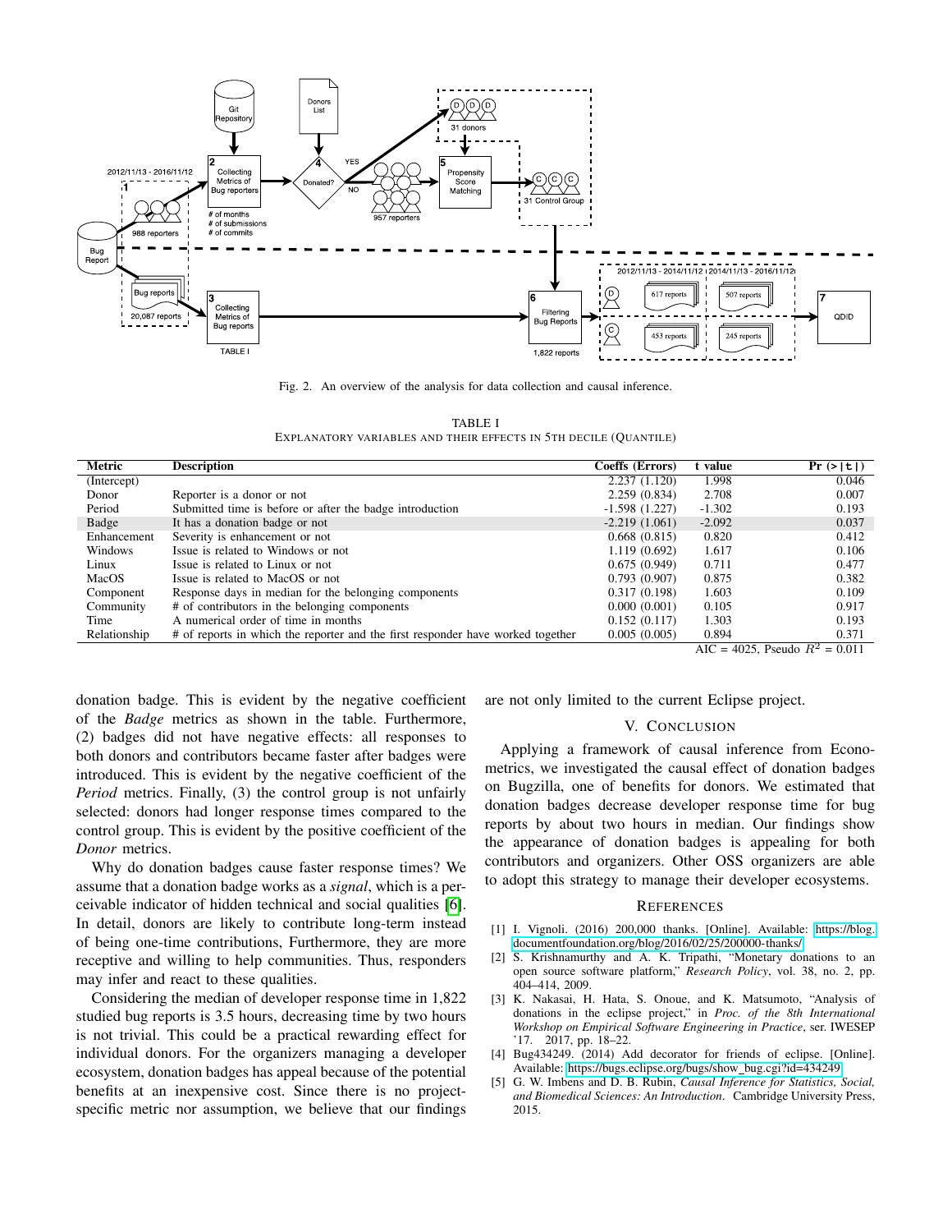Fig. 2. An overview of the analysis for data collection and causal inference.

TABLE I
EXPLANATORY VARIABLES AND THEIR EFFECTS IN 5TH DECILE (QUANTILE)

| Metric | Description | Coeffs (Errors) | t value | Pr (>\|t\|) |
|---|---|---|---|---|
| (Intercept) | | 2.237 (1.120) | 1.998 | 0.046 |
| Donor | Reporter is a donor or not | 2.259 (0.834) | 2.708 | 0.007 |
| Period | Submitted time is before or after the badge introduction | -1.598 (1.227) | -1.302 | 0.193 |
| Badge | It has a donation badge or not | -2.219 (1.061) | -2.092 | 0.037 |
| Enhancement | Severity is enhancement or not | 0.668 (0.815) | 0.820 | 0.412 |
| Windows | Issue is related to Windows or not | 1.119 (0.692) | 1.617 | 0.106 |
| Linux | Issue is related to Linux or not | 0.675 (0.949) | 0.711 | 0.477 |
| MacOS | Issue is related to MacOS or not | 0.793 (0.907) | 0.875 | 0.382 |
| Component | Response days in median for the belonging components | 0.317 (0.198) | 1.603 | 0.109 |
| Community | # of contributors in the belonging components | 0.000 (0.001) | 0.105 | 0.917 |
| Time | A numerical order of time in months | 0.152 (0.117) | 1.303 | 0.193 |
| Relationship | # of reports in which the reporter and the first responder have worked together | 0.005 (0.005) | 0.894 | 0.371 |

AIC = 4025, Pseudo $R^2$ = 0.011

donation badge. This is evident by the negative coefficient of the *Badge* metrics as shown in the table. Furthermore, (2) badges did not have negative effects: all responses to both donors and contributors became faster after badges were introduced. This is evident by the negative coefficient of the *Period* metrics. Finally, (3) the control group is not unfairly selected: donors had longer response times compared to the control group. This is evident by the positive coefficient of the *Donor* metrics.

Why do donation badges cause faster response times? We assume that a donation badge works as a *signal*, which is a perceivable indicator of hidden technical and social qualities [6]. In detail, donors are likely to contribute long-term instead of being one-time contributions, Furthermore, they are more receptive and willing to help communities. Thus, responders may infer and react to these qualities.

Considering the median of developer response time in 1,822 studied bug reports is 3.5 hours, decreasing time by two hours is not trivial. This could be a practical rewarding effect for individual donors. For the organizers managing a developer ecosystem, donation badges has appeal because of the potential benefits at an inexpensive cost. Since there is no project-specific metric nor assumption, we believe that our findings are not only limited to the current Eclipse project.

## V. CONCLUSION

Applying a framework of causal inference from Econometrics, we investigated the causal effect of donation badges on Bugzilla, one of benefits for donors. We estimated that donation badges decrease developer response time for bug reports by about two hours in median. Our findings show the appearance of donation badges is appealing for both contributors and organizers. Other OSS organizers are able to adopt this strategy to manage their developer ecosystems.

## REFERENCES

[1] I. Vignoli. (2016) 200,000 thanks. [Online]. Available: https://blog.documentfoundation.org/blog/2016/02/25/200000-thanks/

[2] S. Krishnamurthy and A. K. Tripathi, "Monetary donations to an open source software platform," *Research Policy*, vol. 38, no. 2, pp. 404–414, 2009.

[3] K. Nakasai, H. Hata, S. Onoue, and K. Matsumoto, "Analysis of donations in the eclipse project," in *Proc. of the 8th International Workshop on Empirical Software Engineering in Practice*, ser. IWESEP '17. 2017, pp. 18–22.

[4] Bug434249. (2014) Add decorator for friends of eclipse. [Online]. Available: https://bugs.eclipse.org/bugs/show_bug.cgi?id=434249

[5] G. W. Imbens and D. B. Rubin, *Causal Inference for Statistics, Social, and Biomedical Sciences: An Introduction*. Cambridge University Press, 2015.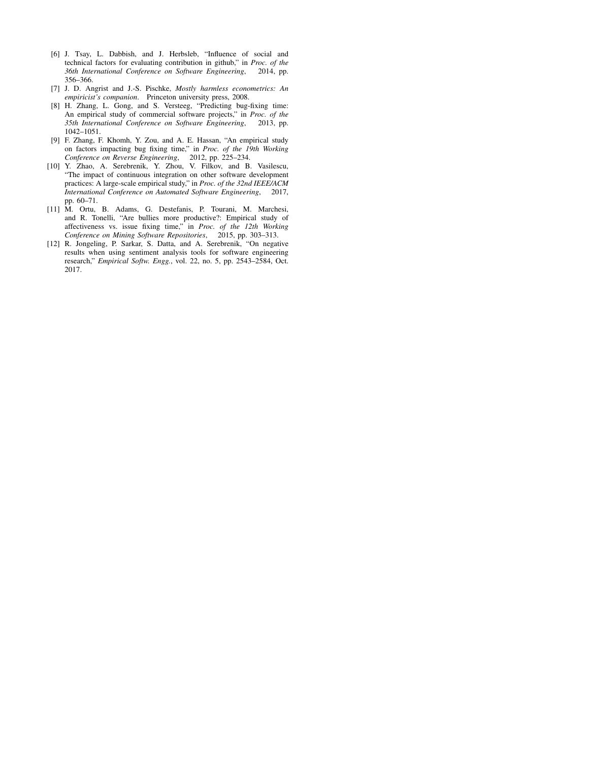[6] J. Tsay, L. Dabbish, and J. Herbsleb, "Influence of social and technical factors for evaluating contribution in github," in *Proc. of the 36th International Conference on Software Engineering*, 2014, pp. 356–366.

[7] J. D. Angrist and J.-S. Pischke, *Mostly harmless econometrics: An empiricist's companion*. Princeton university press, 2008.

[8] H. Zhang, L. Gong, and S. Versteeg, "Predicting bug-fixing time: An empirical study of commercial software projects," in *Proc. of the 35th International Conference on Software Engineering*, 2013, pp. 1042–1051.

[9] F. Zhang, F. Khomh, Y. Zou, and A. E. Hassan, "An empirical study on factors impacting bug fixing time," in *Proc. of the 19th Working Conference on Reverse Engineering*, 2012, pp. 225–234.

[10] Y. Zhao, A. Serebrenik, Y. Zhou, V. Filkov, and B. Vasilescu, "The impact of continuous integration on other software development practices: A large-scale empirical study," in *Proc. of the 32nd IEEE/ACM International Conference on Automated Software Engineering*, 2017, pp. 60–71.

[11] M. Ortu, B. Adams, G. Destefanis, P. Tourani, M. Marchesi, and R. Tonelli, "Are bullies more productive?: Empirical study of affectiveness vs. issue fixing time," in *Proc. of the 12th Working Conference on Mining Software Repositories*, 2015, pp. 303–313.

[12] R. Jongeling, P. Sarkar, S. Datta, and A. Serebrenik, "On negative results when using sentiment analysis tools for software engineering research," *Empirical Softw. Engg.*, vol. 22, no. 5, pp. 2543–2584, Oct. 2017.